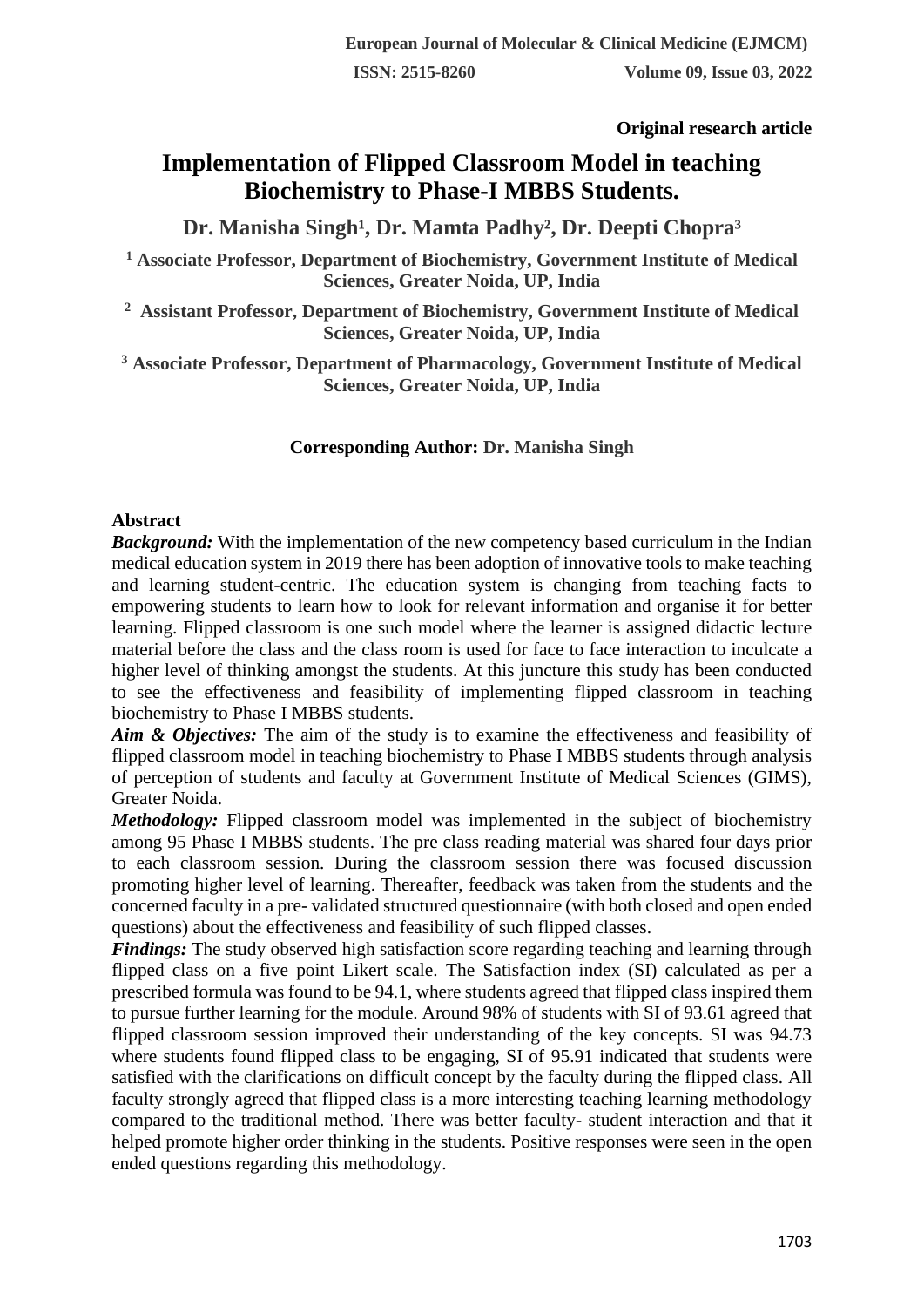**Original research article**

# Implementation of Flipped Classroom Model in teaching Biochemistry to Phase-I MBBS Students.

**Dr. Manisha Singh[1], Dr. Mamta Padhy[2], Dr. Deepti Chopra[3]**

**[1] Associate Professor, Department of Biochemistry, Government Institute of Medical Sciences, Greater Noida, UP, India**

**[2] Assistant Professor, Department of Biochemistry, Government Institute of Medical Sciences, Greater Noida, UP, India**

**[3] Associate Professor, Department of Pharmacology, Government Institute of Medical Sciences, Greater Noida, UP, India**

**Corresponding Author: Dr. Manisha Singh**

## Abstract

***Background:*** With the implementation of the new competency based curriculum in the Indian medical education system in 2019 there has been adoption of innovative tools to make teaching and learning student-centric. The education system is changing from teaching facts to empowering students to learn how to look for relevant information and organise it for better learning. Flipped classroom is one such model where the learner is assigned didactic lecture material before the class and the class room is used for face to face interaction to inculcate a higher level of thinking amongst the students. At this juncture this study has been conducted to see the effectiveness and feasibility of implementing flipped classroom in teaching biochemistry to Phase I MBBS students.

***Aim & Objectives:*** The aim of the study is to examine the effectiveness and feasibility of flipped classroom model in teaching biochemistry to Phase I MBBS students through analysis of perception of students and faculty at Government Institute of Medical Sciences (GIMS), Greater Noida.

***Methodology:*** Flipped classroom model was implemented in the subject of biochemistry among 95 Phase I MBBS students. The pre class reading material was shared four days prior to each classroom session. During the classroom session there was focused discussion promoting higher level of learning. Thereafter, feedback was taken from the students and the concerned faculty in a pre- validated structured questionnaire (with both closed and open ended questions) about the effectiveness and feasibility of such flipped classes.

***Findings:*** The study observed high satisfaction score regarding teaching and learning through flipped class on a five point Likert scale. The Satisfaction index (SI) calculated as per a prescribed formula was found to be 94.1, where students agreed that flipped class inspired them to pursue further learning for the module. Around 98% of students with SI of 93.61 agreed that flipped classroom session improved their understanding of the key concepts. SI was 94.73 where students found flipped class to be engaging, SI of 95.91 indicated that students were satisfied with the clarifications on difficult concept by the faculty during the flipped class. All faculty strongly agreed that flipped class is a more interesting teaching learning methodology compared to the traditional method. There was better faculty- student interaction and that it helped promote higher order thinking in the students. Positive responses were seen in the open ended questions regarding this methodology.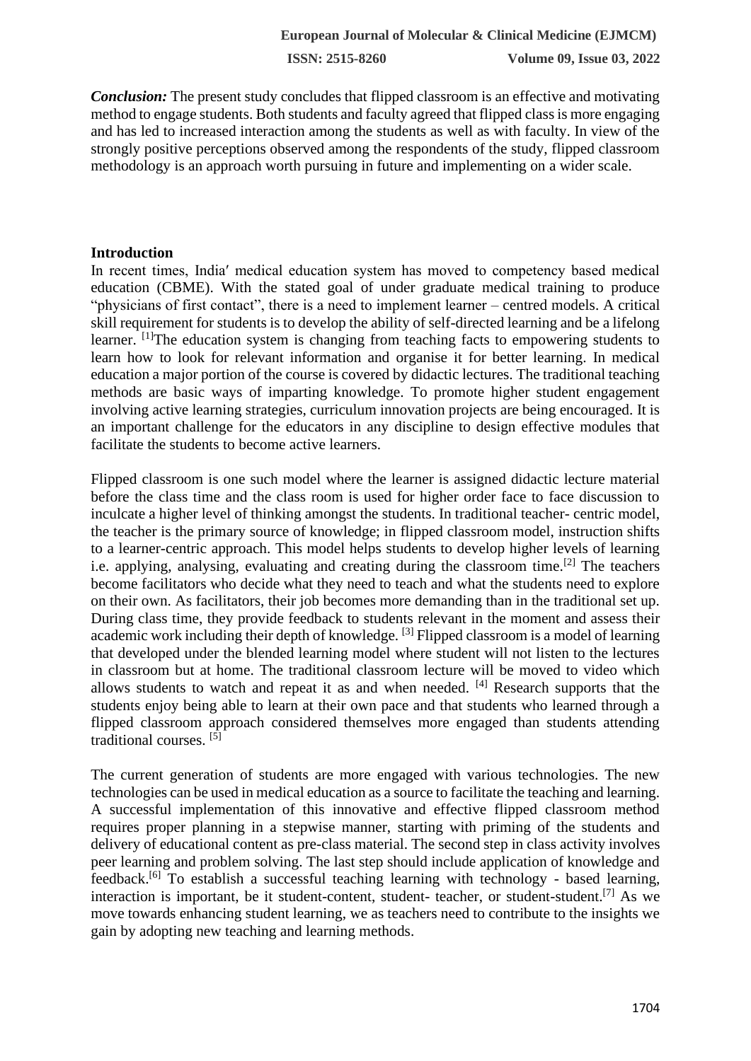***Conclusion:*** The present study concludes that flipped classroom is an effective and motivating method to engage students. Both students and faculty agreed that flipped class is more engaging and has led to increased interaction among the students as well as with faculty. In view of the strongly positive perceptions observed among the respondents of the study, flipped classroom methodology is an approach worth pursuing in future and implementing on a wider scale.

## Introduction

In recent times, India′ medical education system has moved to competency based medical education (CBME). With the stated goal of under graduate medical training to produce "physicians of first contact", there is a need to implement learner – centred models. A critical skill requirement for students is to develop the ability of self-directed learning and be a lifelong learner. [1]The education system is changing from teaching facts to empowering students to learn how to look for relevant information and organise it for better learning. In medical education a major portion of the course is covered by didactic lectures. The traditional teaching methods are basic ways of imparting knowledge. To promote higher student engagement involving active learning strategies, curriculum innovation projects are being encouraged. It is an important challenge for the educators in any discipline to design effective modules that facilitate the students to become active learners.

Flipped classroom is one such model where the learner is assigned didactic lecture material before the class time and the class room is used for higher order face to face discussion to inculcate a higher level of thinking amongst the students. In traditional teacher- centric model, the teacher is the primary source of knowledge; in flipped classroom model, instruction shifts to a learner-centric approach. This model helps students to develop higher levels of learning i.e. applying, analysing, evaluating and creating during the classroom time.[2] The teachers become facilitators who decide what they need to teach and what the students need to explore on their own. As facilitators, their job becomes more demanding than in the traditional set up. During class time, they provide feedback to students relevant in the moment and assess their academic work including their depth of knowledge. [3] Flipped classroom is a model of learning that developed under the blended learning model where student will not listen to the lectures in classroom but at home. The traditional classroom lecture will be moved to video which allows students to watch and repeat it as and when needed. [4] Research supports that the students enjoy being able to learn at their own pace and that students who learned through a flipped classroom approach considered themselves more engaged than students attending traditional courses. [5]

The current generation of students are more engaged with various technologies. The new technologies can be used in medical education as a source to facilitate the teaching and learning. A successful implementation of this innovative and effective flipped classroom method requires proper planning in a stepwise manner, starting with priming of the students and delivery of educational content as pre-class material. The second step in class activity involves peer learning and problem solving. The last step should include application of knowledge and feedback.[6] To establish a successful teaching learning with technology - based learning, interaction is important, be it student-content, student- teacher, or student-student.[7] As we move towards enhancing student learning, we as teachers need to contribute to the insights we gain by adopting new teaching and learning methods.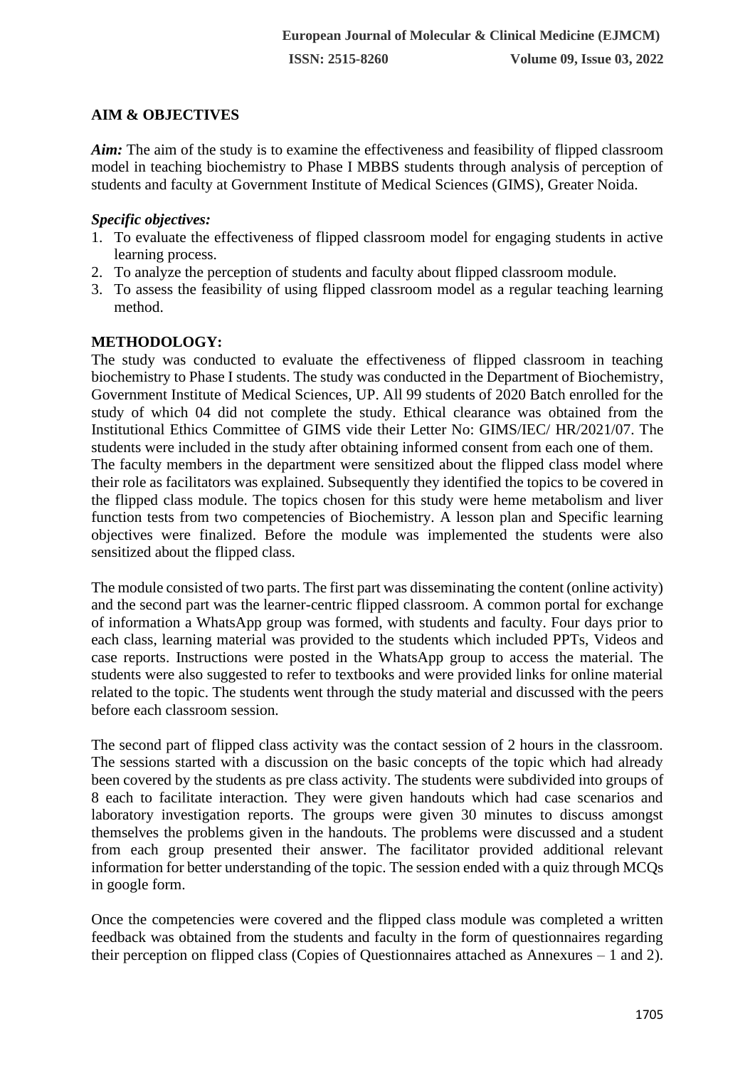## AIM & OBJECTIVES

***Aim:*** The aim of the study is to examine the effectiveness and feasibility of flipped classroom model in teaching biochemistry to Phase I MBBS students through analysis of perception of students and faculty at Government Institute of Medical Sciences (GIMS), Greater Noida.

***Specific objectives:***

1. To evaluate the effectiveness of flipped classroom model for engaging students in active learning process.
2. To analyze the perception of students and faculty about flipped classroom module.
3. To assess the feasibility of using flipped classroom model as a regular teaching learning method.

## METHODOLOGY:

The study was conducted to evaluate the effectiveness of flipped classroom in teaching biochemistry to Phase I students. The study was conducted in the Department of Biochemistry, Government Institute of Medical Sciences, UP. All 99 students of 2020 Batch enrolled for the study of which 04 did not complete the study. Ethical clearance was obtained from the Institutional Ethics Committee of GIMS vide their Letter No: GIMS/IEC/ HR/2021/07. The students were included in the study after obtaining informed consent from each one of them.
The faculty members in the department were sensitized about the flipped class model where their role as facilitators was explained. Subsequently they identified the topics to be covered in the flipped class module. The topics chosen for this study were heme metabolism and liver function tests from two competencies of Biochemistry. A lesson plan and Specific learning objectives were finalized. Before the module was implemented the students were also sensitized about the flipped class.

The module consisted of two parts. The first part was disseminating the content (online activity) and the second part was the learner-centric flipped classroom. A common portal for exchange of information a WhatsApp group was formed, with students and faculty. Four days prior to each class, learning material was provided to the students which included PPTs, Videos and case reports. Instructions were posted in the WhatsApp group to access the material. The students were also suggested to refer to textbooks and were provided links for online material related to the topic. The students went through the study material and discussed with the peers before each classroom session.

The second part of flipped class activity was the contact session of 2 hours in the classroom. The sessions started with a discussion on the basic concepts of the topic which had already been covered by the students as pre class activity. The students were subdivided into groups of 8 each to facilitate interaction. They were given handouts which had case scenarios and laboratory investigation reports. The groups were given 30 minutes to discuss amongst themselves the problems given in the handouts. The problems were discussed and a student from each group presented their answer. The facilitator provided additional relevant information for better understanding of the topic. The session ended with a quiz through MCQs in google form.

Once the competencies were covered and the flipped class module was completed a written feedback was obtained from the students and faculty in the form of questionnaires regarding their perception on flipped class (Copies of Questionnaires attached as Annexures – 1 and 2).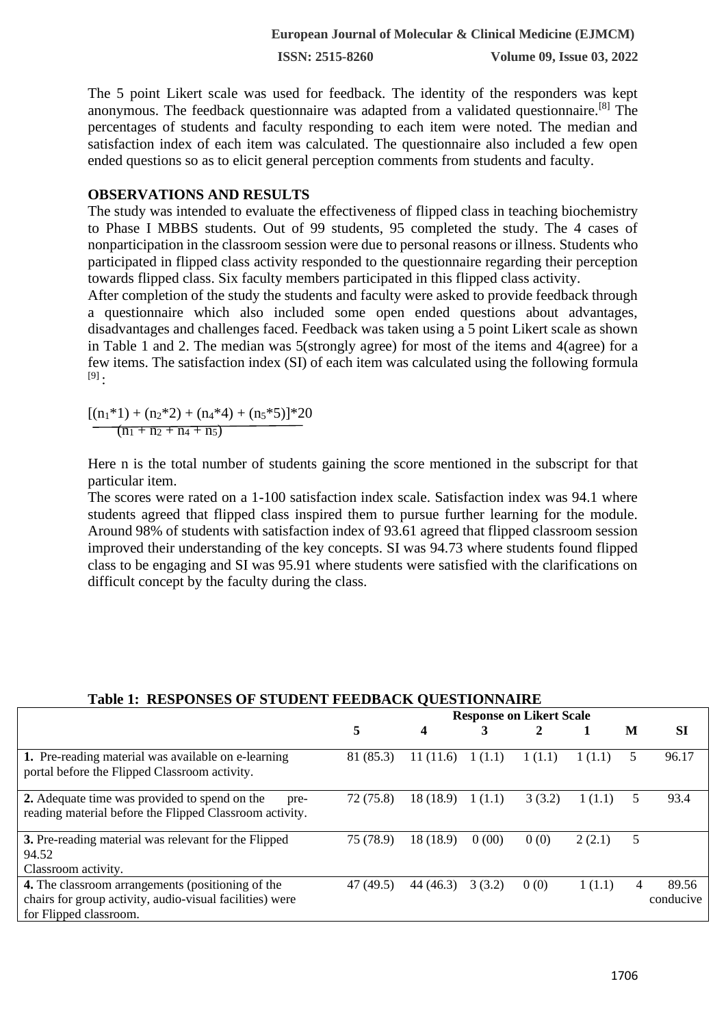The 5 point Likert scale was used for feedback. The identity of the responders was kept anonymous. The feedback questionnaire was adapted from a validated questionnaire.[8] The percentages of students and faculty responding to each item were noted. The median and satisfaction index of each item was calculated. The questionnaire also included a few open ended questions so as to elicit general perception comments from students and faculty.

## OBSERVATIONS AND RESULTS

The study was intended to evaluate the effectiveness of flipped class in teaching biochemistry to Phase I MBBS students. Out of 99 students, 95 completed the study. The 4 cases of nonparticipation in the classroom session were due to personal reasons or illness. Students who participated in flipped class activity responded to the questionnaire regarding their perception towards flipped class. Six faculty members participated in this flipped class activity.

After completion of the study the students and faculty were asked to provide feedback through a questionnaire which also included some open ended questions about advantages, disadvantages and challenges faced. Feedback was taken using a 5 point Likert scale as shown in Table 1 and 2. The median was 5(strongly agree) for most of the items and 4(agree) for a few items. The satisfaction index (SI) of each item was calculated using the following formula [9] :

$$\frac{[(n_1*1) + (n_2*2) + (n_4*4) + (n_5*5)]*20}{(n_1 + n_2 + n_4 + n_5)}$$

Here n is the total number of students gaining the score mentioned in the subscript for that particular item.

The scores were rated on a 1-100 satisfaction index scale. Satisfaction index was 94.1 where students agreed that flipped class inspired them to pursue further learning for the module. Around 98% of students with satisfaction index of 93.61 agreed that flipped classroom session improved their understanding of the key concepts. SI was 94.73 where students found flipped class to be engaging and SI was 95.91 where students were satisfied with the clarifications on difficult concept by the faculty during the class.

**Table 1: RESPONSES OF STUDENT FEEDBACK QUESTIONNAIRE**

| | Response on Likert Scale | | | | | | |
|---|---|---|---|---|---|---|---|
| | **5** | **4** | **3** | **2** | **1** | **M** | **SI** |
| **1.** Pre-reading material was available on e-learning portal before the Flipped Classroom activity. | 81 (85.3) | 11 (11.6) | 1 (1.1) | 1 (1.1) | 1 (1.1) | 5 | 96.17 |
| **2.** Adequate time was provided to spend on the pre-reading material before the Flipped Classroom activity. | 72 (75.8) | 18 (18.9) | 1 (1.1) | 3 (3.2) | 1 (1.1) | 5 | 93.4 |
| **3.** Pre-reading material was relevant for the Flipped 94.52 Classroom activity. | 75 (78.9) | 18 (18.9) | 0 (00) | 0 (0) | 2 (2.1) | 5 | |
| **4.** The classroom arrangements (positioning of the chairs for group activity, audio-visual facilities) were for Flipped classroom. | 47 (49.5) | 44 (46.3) | 3 (3.2) | 0 (0) | 1 (1.1) | 4 | 89.56 conducive |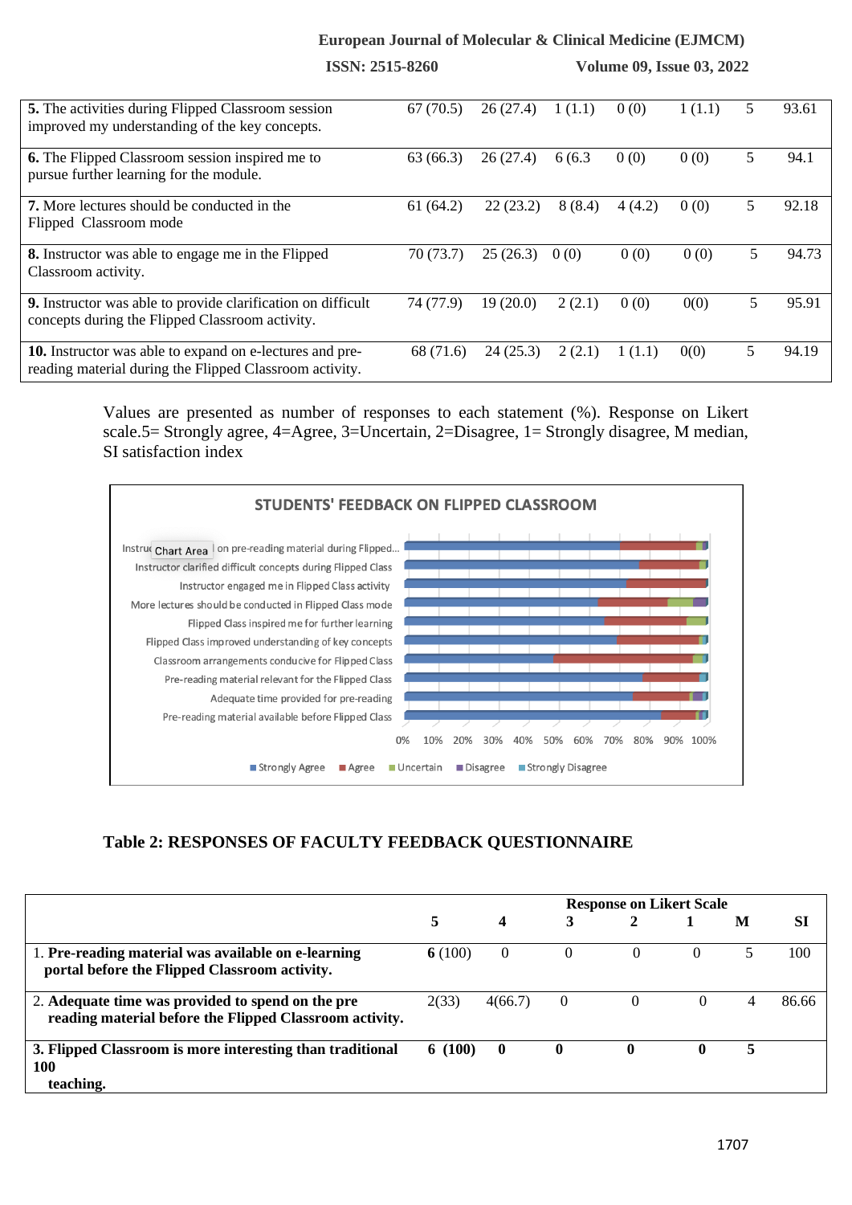| | | | | | | | |
|---|---|---|---|---|---|---|---|
| **5.** The activities during Flipped Classroom session improved my understanding of the key concepts. | 67 (70.5) | 26 (27.4) | 1 (1.1) | 0 (0) | 1 (1.1) | 5 | 93.61 |
| **6.** The Flipped Classroom session inspired me to pursue further learning for the module. | 63 (66.3) | 26 (27.4) | 6 (6.3 | 0 (0) | 0 (0) | 5 | 94.1 |
| **7.** More lectures should be conducted in the Flipped Classroom mode | 61 (64.2) | 22 (23.2) | 8 (8.4) | 4 (4.2) | 0 (0) | 5 | 92.18 |
| **8.** Instructor was able to engage me in the Flipped Classroom activity. | 70 (73.7) | 25 (26.3) | 0 (0) | 0 (0) | 0 (0) | 5 | 94.73 |
| **9.** Instructor was able to provide clarification on difficult concepts during the Flipped Classroom activity. | 74 (77.9) | 19 (20.0) | 2 (2.1) | 0 (0) | 0(0) | 5 | 95.91 |
| **10.** Instructor was able to expand on e-lectures and pre-reading material during the Flipped Classroom activity. | 68 (71.6) | 24 (25.3) | 2 (2.1) | 1 (1.1) | 0(0) | 5 | 94.19 |

Values are presented as number of responses to each statement (%). Response on Likert scale.5= Strongly agree, 4=Agree, 3=Uncertain, 2=Disagree, 1= Strongly disagree, M median, SI satisfaction index

**STUDENTS' FEEDBACK ON FLIPPED CLASSROOM**

## Table 2: RESPONSES OF FACULTY FEEDBACK QUESTIONNAIRE

| | Response on Likert Scale | | | | | | |
|---|---|---|---|---|---|---|---|
| | **5** | **4** | **3** | **2** | **1** | **M** | **SI** |
| 1. **Pre-reading material was available on e-learning portal before the Flipped Classroom activity.** | **6** (100) | 0 | 0 | 0 | 0 | 5 | 100 |
| 2. **Adequate time was provided to spend on the pre reading material before the Flipped Classroom activity.** | 2(33) | 4(66.7) | 0 | 0 | 0 | 4 | 86.66 |
| **3. Flipped Classroom is more interesting than traditional 100 teaching.** | **6 (100)** | **0** | **0** | **0** | **0** | **5** | |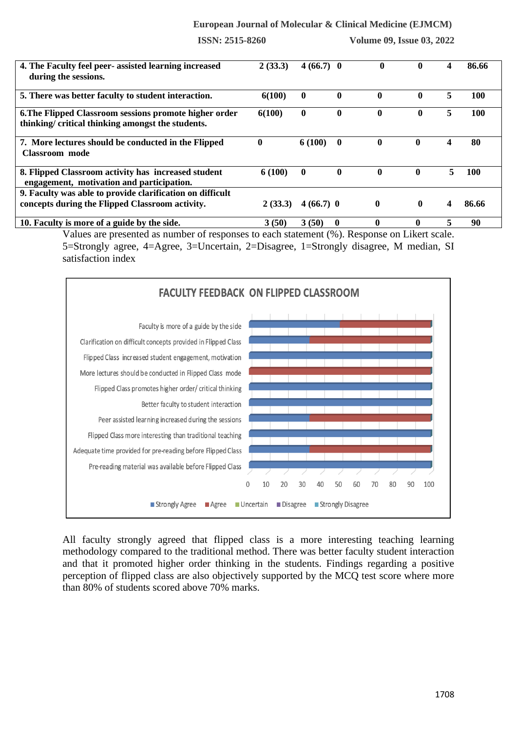| 4. The Faculty feel peer- assisted learning increased during the sessions. | 2 (33.3) | 4 (66.7) | 0 | 0 | 0 | 4 | 86.66 |
|---|---|---|---|---|---|---|---|
| 5. There was better faculty to student interaction. | 6(100) | 0 | 0 | 0 | 0 | 5 | 100 |
| 6.The Flipped Classroom sessions promote higher order thinking/ critical thinking amongst the students. | 6(100) | 0 | 0 | 0 | 0 | 5 | 100 |
| 7. More lectures should be conducted in the Flipped Classroom mode | 0 | 6 (100) | 0 | 0 | 0 | 4 | 80 |
| 8. Flipped Classroom activity has increased student engagement, motivation and participation. | 6 (100) | 0 | 0 | 0 | 0 | 5 | 100 |
| 9. Faculty was able to provide clarification on difficult concepts during the Flipped Classroom activity. | 2 (33.3) | 4 (66.7) | 0 | 0 | 0 | 4 | 86.66 |
| 10. Faculty is more of a guide by the side. | 3 (50) | 3 (50) | 0 | 0 | 0 | 5 | 90 |

Values are presented as number of responses to each statement (%). Response on Likert scale. 5=Strongly agree, 4=Agree, 3=Uncertain, 2=Disagree, 1=Strongly disagree, M median, SI satisfaction index

All faculty strongly agreed that flipped class is a more interesting teaching learning methodology compared to the traditional method. There was better faculty student interaction and that it promoted higher order thinking in the students. Findings regarding a positive perception of flipped class are also objectively supported by the MCQ test score where more than 80% of students scored above 70% marks.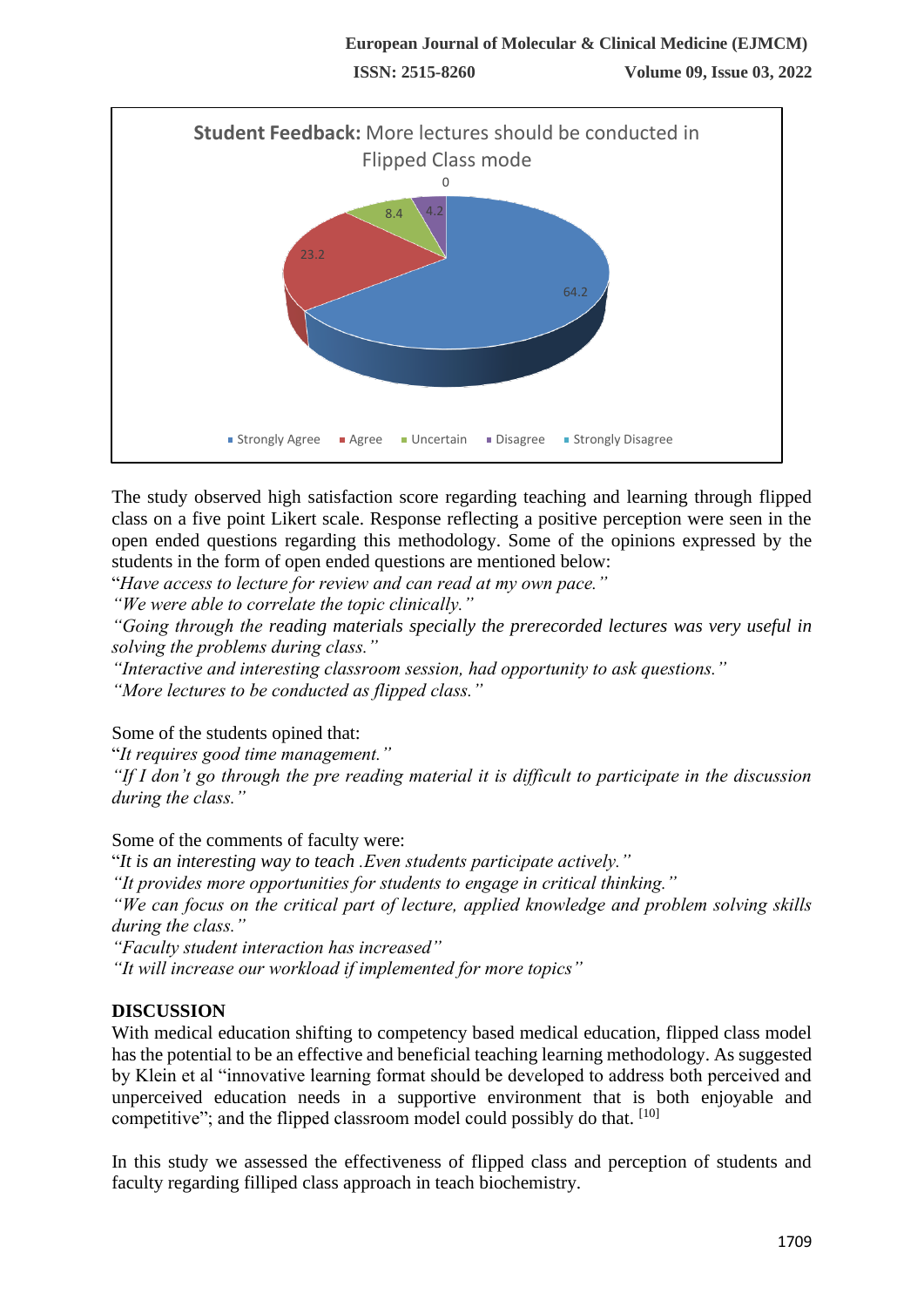**Student Feedback:** More lectures should be conducted in Flipped Class mode

| Response | Percentage |
|---|---|
| Strongly Agree | 64.2 |
| Agree | 23.2 |
| Uncertain | 8.4 |
| Disagree | 4.2 |
| Strongly Disagree | 0 |

The study observed high satisfaction score regarding teaching and learning through flipped class on a five point Likert scale. Response reflecting a positive perception were seen in the open ended questions regarding this methodology. Some of the opinions expressed by the students in the form of open ended questions are mentioned below:

"*Have access to lecture for review and can read at my own pace.*"

*"We were able to correlate the topic clinically."*

*"Going through the reading materials specially the prerecorded lectures was very useful in solving the problems during class."*

*"Interactive and interesting classroom session, had opportunity to ask questions."*

*"More lectures to be conducted as flipped class."*

Some of the students opined that:

"*It requires good time management.*"

*"If I don't go through the pre reading material it is difficult to participate in the discussion during the class."*

Some of the comments of faculty were:

"*It is an interesting way to teach .Even students participate actively.*"

*"It provides more opportunities for students to engage in critical thinking."*

*"We can focus on the critical part of lecture, applied knowledge and problem solving skills during the class."*

*"Faculty student interaction has increased"*

*"It will increase our workload if implemented for more topics"*

## DISCUSSION

With medical education shifting to competency based medical education, flipped class model has the potential to be an effective and beneficial teaching learning methodology. As suggested by Klein et al "innovative learning format should be developed to address both perceived and unperceived education needs in a supportive environment that is both enjoyable and competitive"; and the flipped classroom model could possibly do that. [10]

In this study we assessed the effectiveness of flipped class and perception of students and faculty regarding filliped class approach in teach biochemistry.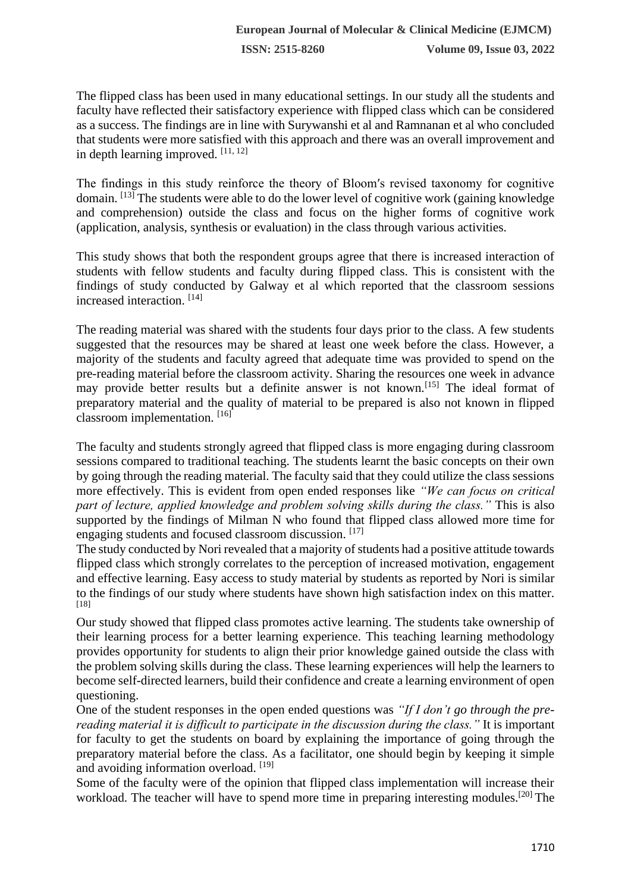The flipped class has been used in many educational settings. In our study all the students and faculty have reflected their satisfactory experience with flipped class which can be considered as a success. The findings are in line with Surywanshi et al and Ramnanan et al who concluded that students were more satisfied with this approach and there was an overall improvement and in depth learning improved. [11, 12]

The findings in this study reinforce the theory of Bloom′s revised taxonomy for cognitive domain. [13] The students were able to do the lower level of cognitive work (gaining knowledge and comprehension) outside the class and focus on the higher forms of cognitive work (application, analysis, synthesis or evaluation) in the class through various activities.

This study shows that both the respondent groups agree that there is increased interaction of students with fellow students and faculty during flipped class. This is consistent with the findings of study conducted by Galway et al which reported that the classroom sessions increased interaction. [14]

The reading material was shared with the students four days prior to the class. A few students suggested that the resources may be shared at least one week before the class. However, a majority of the students and faculty agreed that adequate time was provided to spend on the pre-reading material before the classroom activity. Sharing the resources one week in advance may provide better results but a definite answer is not known.[15] The ideal format of preparatory material and the quality of material to be prepared is also not known in flipped classroom implementation. [16]

The faculty and students strongly agreed that flipped class is more engaging during classroom sessions compared to traditional teaching. The students learnt the basic concepts on their own by going through the reading material. The faculty said that they could utilize the class sessions more effectively. This is evident from open ended responses like *"We can focus on critical part of lecture, applied knowledge and problem solving skills during the class."* This is also supported by the findings of Milman N who found that flipped class allowed more time for engaging students and focused classroom discussion. [17]

The study conducted by Nori revealed that a majority of students had a positive attitude towards flipped class which strongly correlates to the perception of increased motivation, engagement and effective learning. Easy access to study material by students as reported by Nori is similar to the findings of our study where students have shown high satisfaction index on this matter. [18]

Our study showed that flipped class promotes active learning. The students take ownership of their learning process for a better learning experience. This teaching learning methodology provides opportunity for students to align their prior knowledge gained outside the class with the problem solving skills during the class. These learning experiences will help the learners to become self-directed learners, build their confidence and create a learning environment of open questioning.

One of the student responses in the open ended questions was *"If I don't go through the pre-reading material it is difficult to participate in the discussion during the class."* It is important for faculty to get the students on board by explaining the importance of going through the preparatory material before the class. As a facilitator, one should begin by keeping it simple and avoiding information overload. [19]

Some of the faculty were of the opinion that flipped class implementation will increase their workload. The teacher will have to spend more time in preparing interesting modules.[20] The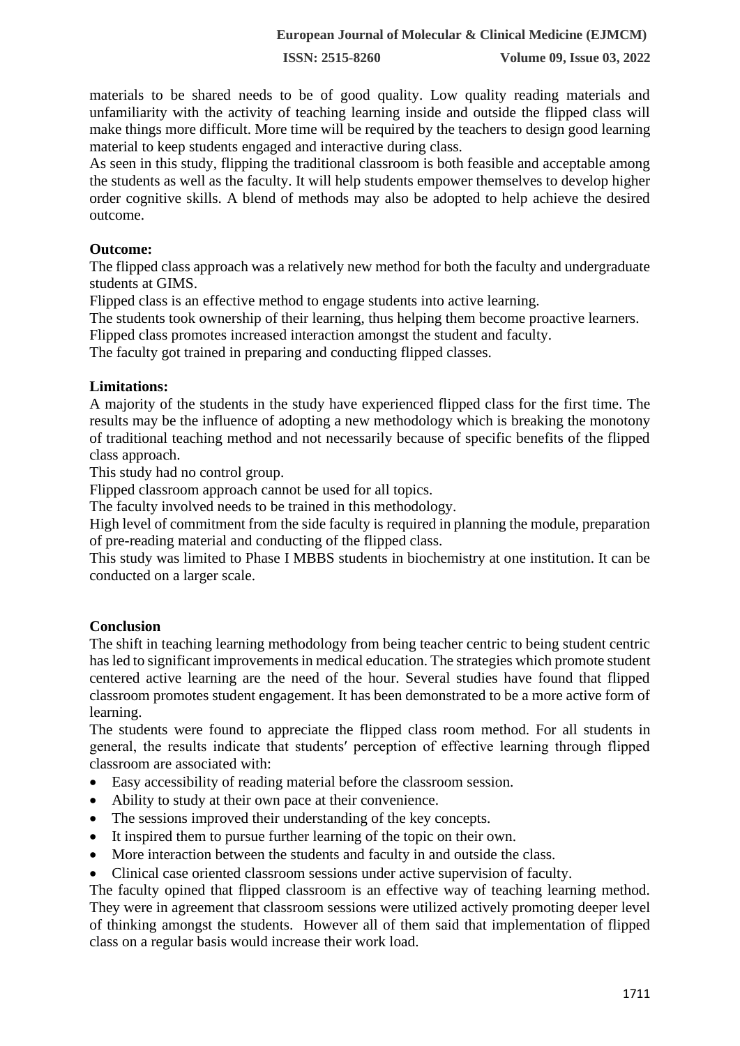materials to be shared needs to be of good quality. Low quality reading materials and unfamiliarity with the activity of teaching learning inside and outside the flipped class will make things more difficult. More time will be required by the teachers to design good learning material to keep students engaged and interactive during class.

As seen in this study, flipping the traditional classroom is both feasible and acceptable among the students as well as the faculty. It will help students empower themselves to develop higher order cognitive skills. A blend of methods may also be adopted to help achieve the desired outcome.

**Outcome:**

The flipped class approach was a relatively new method for both the faculty and undergraduate students at GIMS.

Flipped class is an effective method to engage students into active learning.

The students took ownership of their learning, thus helping them become proactive learners.

Flipped class promotes increased interaction amongst the student and faculty.

The faculty got trained in preparing and conducting flipped classes.

**Limitations:**

A majority of the students in the study have experienced flipped class for the first time. The results may be the influence of adopting a new methodology which is breaking the monotony of traditional teaching method and not necessarily because of specific benefits of the flipped class approach.

This study had no control group.

Flipped classroom approach cannot be used for all topics.

The faculty involved needs to be trained in this methodology.

High level of commitment from the side faculty is required in planning the module, preparation of pre-reading material and conducting of the flipped class.

This study was limited to Phase I MBBS students in biochemistry at one institution. It can be conducted on a larger scale.

**Conclusion**

The shift in teaching learning methodology from being teacher centric to being student centric has led to significant improvements in medical education. The strategies which promote student centered active learning are the need of the hour. Several studies have found that flipped classroom promotes student engagement. It has been demonstrated to be a more active form of learning.

The students were found to appreciate the flipped class room method. For all students in general, the results indicate that students′ perception of effective learning through flipped classroom are associated with:

- Easy accessibility of reading material before the classroom session.
- Ability to study at their own pace at their convenience.
- The sessions improved their understanding of the key concepts.
- It inspired them to pursue further learning of the topic on their own.
- More interaction between the students and faculty in and outside the class.
- Clinical case oriented classroom sessions under active supervision of faculty.

The faculty opined that flipped classroom is an effective way of teaching learning method. They were in agreement that classroom sessions were utilized actively promoting deeper level of thinking amongst the students. However all of them said that implementation of flipped class on a regular basis would increase their work load.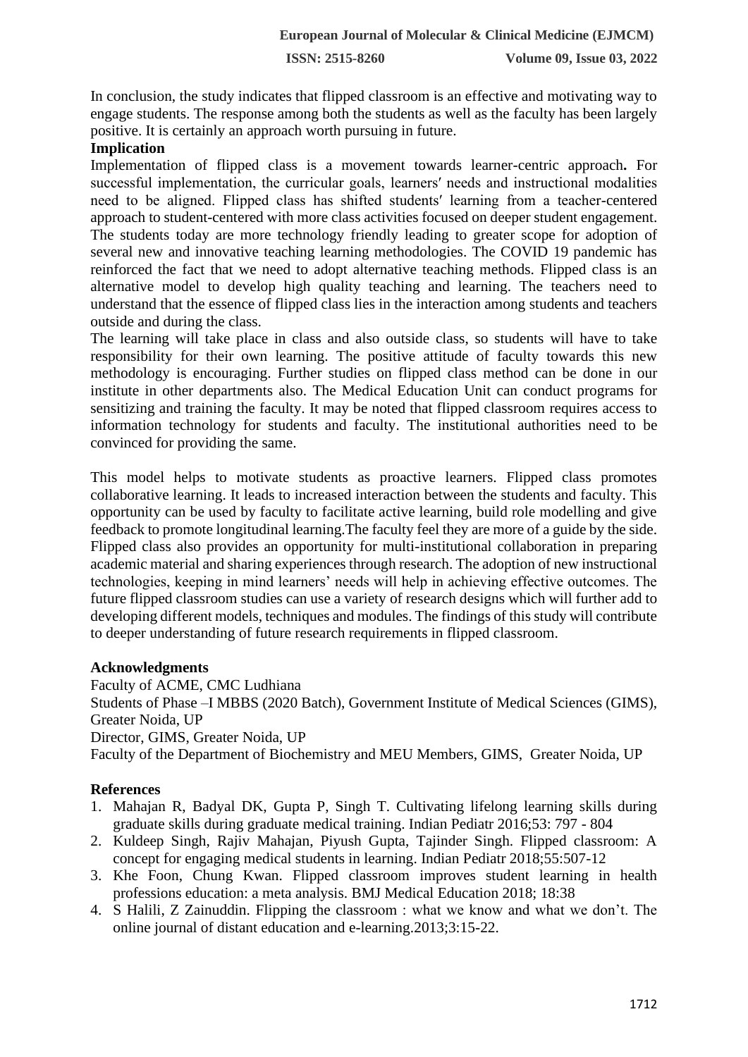In conclusion, the study indicates that flipped classroom is an effective and motivating way to engage students. The response among both the students as well as the faculty has been largely positive. It is certainly an approach worth pursuing in future.

**Implication**

Implementation of flipped class is a movement towards learner-centric approach**.** For successful implementation, the curricular goals, learners′ needs and instructional modalities need to be aligned. Flipped class has shifted students′ learning from a teacher-centered approach to student-centered with more class activities focused on deeper student engagement. The students today are more technology friendly leading to greater scope for adoption of several new and innovative teaching learning methodologies. The COVID 19 pandemic has reinforced the fact that we need to adopt alternative teaching methods. Flipped class is an alternative model to develop high quality teaching and learning. The teachers need to understand that the essence of flipped class lies in the interaction among students and teachers outside and during the class.

The learning will take place in class and also outside class, so students will have to take responsibility for their own learning. The positive attitude of faculty towards this new methodology is encouraging. Further studies on flipped class method can be done in our institute in other departments also. The Medical Education Unit can conduct programs for sensitizing and training the faculty. It may be noted that flipped classroom requires access to information technology for students and faculty. The institutional authorities need to be convinced for providing the same.

This model helps to motivate students as proactive learners. Flipped class promotes collaborative learning. It leads to increased interaction between the students and faculty. This opportunity can be used by faculty to facilitate active learning, build role modelling and give feedback to promote longitudinal learning.The faculty feel they are more of a guide by the side. Flipped class also provides an opportunity for multi-institutional collaboration in preparing academic material and sharing experiences through research. The adoption of new instructional technologies, keeping in mind learners' needs will help in achieving effective outcomes. The future flipped classroom studies can use a variety of research designs which will further add to developing different models, techniques and modules. The findings of this study will contribute to deeper understanding of future research requirements in flipped classroom.

**Acknowledgments**

Faculty of ACME, CMC Ludhiana

Students of Phase –I MBBS (2020 Batch), Government Institute of Medical Sciences (GIMS), Greater Noida, UP

Director, GIMS, Greater Noida, UP

Faculty of the Department of Biochemistry and MEU Members, GIMS, Greater Noida, UP

**References**

1. Mahajan R, Badyal DK, Gupta P, Singh T. Cultivating lifelong learning skills during graduate skills during graduate medical training. Indian Pediatr 2016;53: 797 - 804
2. Kuldeep Singh, Rajiv Mahajan, Piyush Gupta, Tajinder Singh. Flipped classroom: A concept for engaging medical students in learning. Indian Pediatr 2018;55:507-12
3. Khe Foon, Chung Kwan. Flipped classroom improves student learning in health professions education: a meta analysis. BMJ Medical Education 2018; 18:38
4. S Halili, Z Zainuddin. Flipping the classroom : what we know and what we don't. The online journal of distant education and e-learning.2013;3:15-22.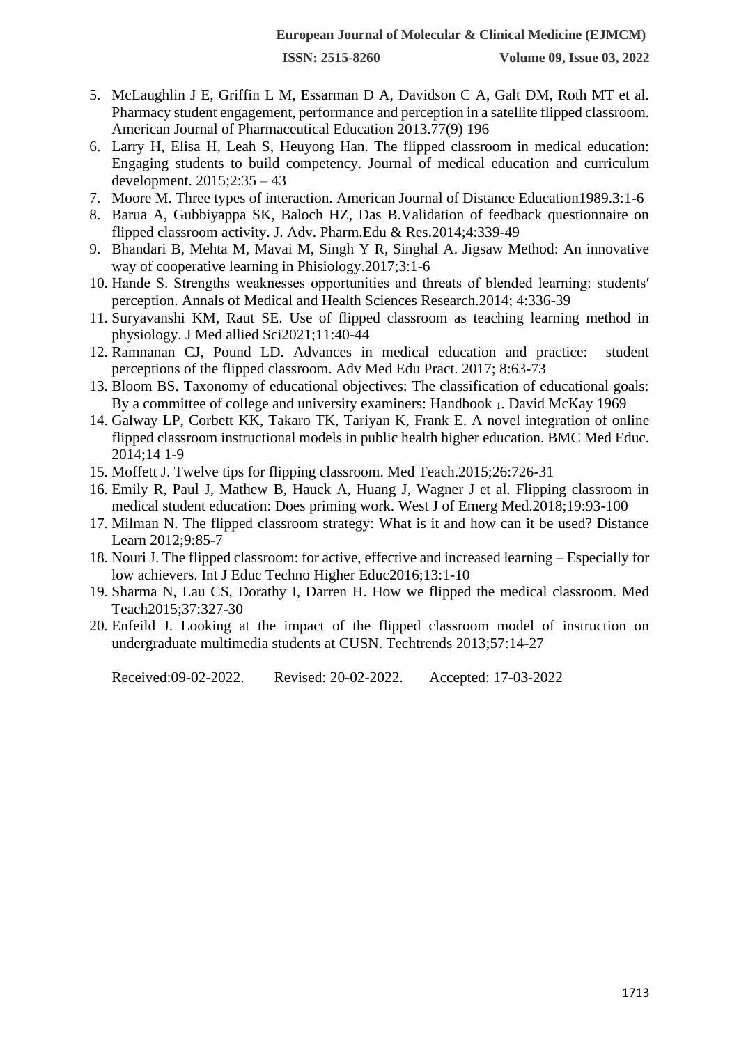5. McLaughlin J E, Griffin L M, Essarman D A, Davidson C A, Galt DM, Roth MT et al. Pharmacy student engagement, performance and perception in a satellite flipped classroom. American Journal of Pharmaceutical Education 2013.77(9) 196
6. Larry H, Elisa H, Leah S, Heuyong Han. The flipped classroom in medical education: Engaging students to build competency. Journal of medical education and curriculum development. 2015;2:35 – 43
7. Moore M. Three types of interaction. American Journal of Distance Education1989.3:1-6
8. Barua A, Gubbiyappa SK, Baloch HZ, Das B.Validation of feedback questionnaire on flipped classroom activity. J. Adv. Pharm.Edu & Res.2014;4:339-49
9. Bhandari B, Mehta M, Mavai M, Singh Y R, Singhal A. Jigsaw Method: An innovative way of cooperative learning in Phisiology.2017;3:1-6
10. Hande S. Strengths weaknesses opportunities and threats of blended learning: students′ perception. Annals of Medical and Health Sciences Research.2014; 4:336-39
11. Suryavanshi KM, Raut SE. Use of flipped classroom as teaching learning method in physiology. J Med allied Sci2021;11:40-44
12. Ramnanan CJ, Pound LD. Advances in medical education and practice: student perceptions of the flipped classroom. Adv Med Edu Pract. 2017; 8:63-73
13. Bloom BS. Taxonomy of educational objectives: The classification of educational goals: By a committee of college and university examiners: Handbook 1. David McKay 1969
14. Galway LP, Corbett KK, Takaro TK, Tariyan K, Frank E. A novel integration of online flipped classroom instructional models in public health higher education. BMC Med Educ. 2014;14 1-9
15. Moffett J. Twelve tips for flipping classroom. Med Teach.2015;26:726-31
16. Emily R, Paul J, Mathew B, Hauck A, Huang J, Wagner J et al. Flipping classroom in medical student education: Does priming work. West J of Emerg Med.2018;19:93-100
17. Milman N. The flipped classroom strategy: What is it and how can it be used? Distance Learn 2012;9:85-7
18. Nouri J. The flipped classroom: for active, effective and increased learning – Especially for low achievers. Int J Educ Techno Higher Educ2016;13:1-10
19. Sharma N, Lau CS, Dorathy I, Darren H. How we flipped the medical classroom. Med Teach2015;37:327-30
20. Enfeild J. Looking at the impact of the flipped classroom model of instruction on undergraduate multimedia students at CUSN. Techtrends 2013;57:14-27

Received:09-02-2022. Revised: 20-02-2022. Accepted: 17-03-2022